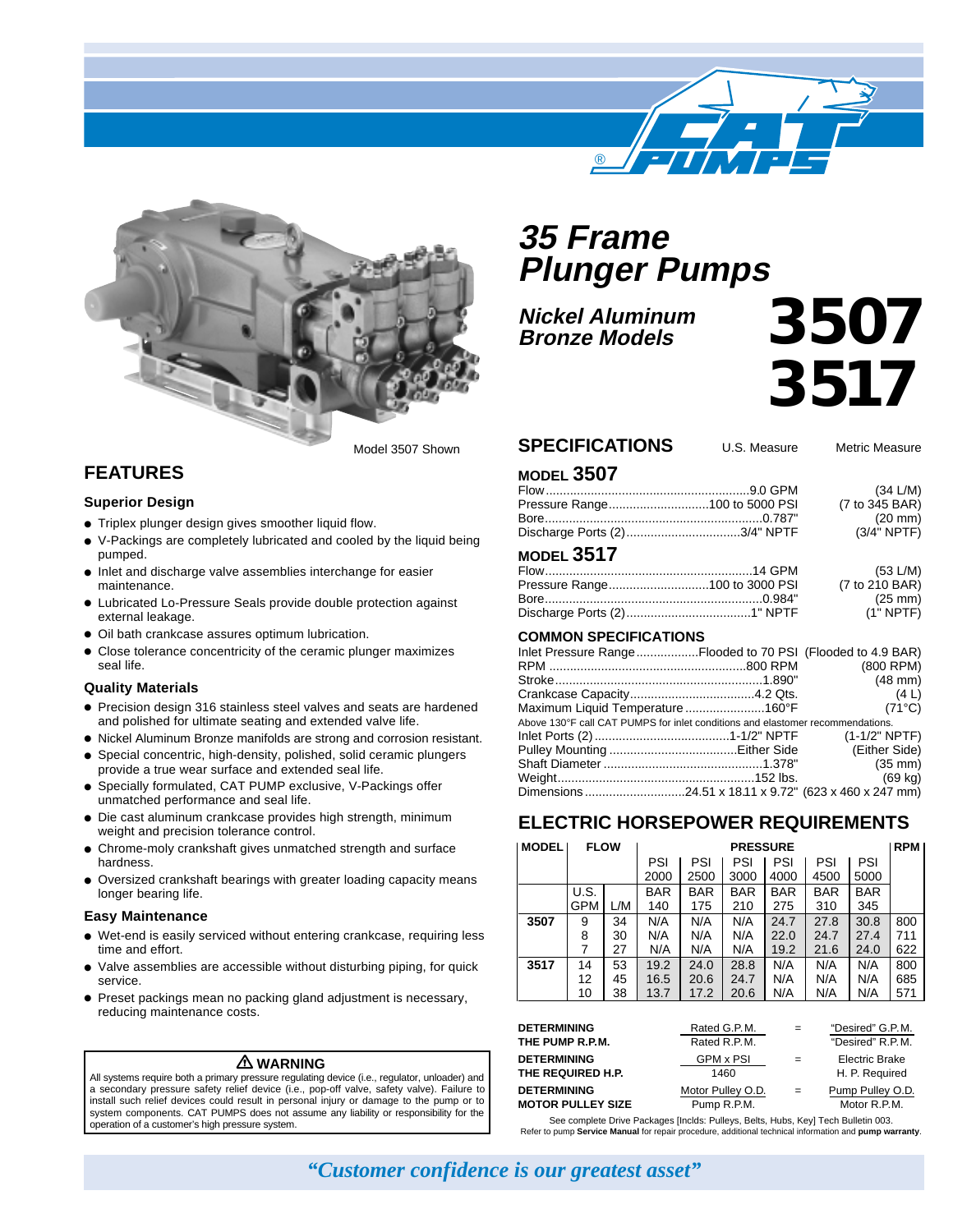# 35 Frame Plunger Pumps

## Nickel Aluminum Bronze Models

# 3507
# 3517

Model 3507 Shown

## FEATURES

### Superior Design

- Triplex plunger design gives smoother liquid flow.
- V-Packings are completely lubricated and cooled by the liquid being pumped.
- Inlet and discharge valve assemblies interchange for easier maintenance.
- Lubricated Lo-Pressure Seals provide double protection against external leakage.
- Oil bath crankcase assures optimum lubrication.
- Close tolerance concentricity of the ceramic plunger maximizes seal life.

### Quality Materials

- Precision design 316 stainless steel valves and seats are hardened and polished for ultimate seating and extended valve life.
- Nickel Aluminum Bronze manifolds are strong and corrosion resistant.
- Special concentric, high-density, polished, solid ceramic plungers provide a true wear surface and extended seal life.
- Specially formulated, CAT PUMP exclusive, V-Packings offer unmatched performance and seal life.
- Die cast aluminum crankcase provides high strength, minimum weight and precision tolerance control.
- Chrome-moly crankshaft gives unmatched strength and surface hardness.
- Oversized crankshaft bearings with greater loading capacity means longer bearing life.

### Easy Maintenance

- Wet-end is easily serviced without entering crankcase, requiring less time and effort.
- Valve assemblies are accessible without disturbing piping, for quick service.
- Preset packings mean no packing gland adjustment is necessary, reducing maintenance costs.

**⚠ WARNING**

All systems require both a primary pressure regulating device (i.e., regulator, unloader) and a secondary pressure safety relief device (i.e., pop-off valve, safety valve). Failure to install such relief devices could result in personal injury or damage to the pump or to system components. CAT PUMPS does not assume any liability or responsibility for the operation of a customer's high pressure system.

## SPECIFICATIONS

| | U.S. Measure | Metric Measure |
|---|---|---|
| **MODEL 3507** | | |
| Flow | 9.0 GPM | (34 L/M) |
| Pressure Range | 100 to 5000 PSI | (7 to 345 BAR) |
| Bore | 0.787" | (20 mm) |
| Discharge Ports (2) | 3/4" NPTF | (3/4" NPTF) |
| **MODEL 3517** | | |
| Flow | 14 GPM | (53 L/M) |
| Pressure Range | 100 to 3000 PSI | (7 to 210 BAR) |
| Bore | 0.984" | (25 mm) |
| Discharge Ports (2) | 1" NPTF | (1" NPTF) |

### COMMON SPECIFICATIONS

| | U.S. Measure | Metric Measure |
|---|---|---|
| Inlet Pressure Range | Flooded to 70 PSI | (Flooded to 4.9 BAR) |
| RPM | 800 RPM | (800 RPM) |
| Stroke | 1.890" | (48 mm) |
| Crankcase Capacity | 4.2 Qts. | (4 L) |
| Maximum Liquid Temperature | 160°F | (71°C) |
| Above 130°F call CAT PUMPS for inlet conditions and elastomer recommendations. | | |
| Inlet Ports (2) | 1-1/2" NPTF | (1-1/2" NPTF) |
| Pulley Mounting | Either Side | (Either Side) |
| Shaft Diameter | 1.378" | (35 mm) |
| Weight | 152 lbs. | (69 kg) |
| Dimensions | 24.51 x 18.11 x 9.72" | (623 x 460 x 247 mm) |

## ELECTRIC HORSEPOWER REQUIREMENTS

| MODEL | FLOW | | PRESSURE | | | | | | RPM |
|---|---|---|---|---|---|---|---|---|---|
| | | | PSI 2000 | PSI 2500 | PSI 3000 | PSI 4000 | PSI 4500 | PSI 5000 | |
| | U.S. GPM | L/M | BAR 140 | BAR 175 | BAR 210 | BAR 275 | BAR 310 | BAR 345 | |
| **3507** | 9 | 34 | N/A | N/A | N/A | 24.7 | 27.8 | 30.8 | 800 |
| | 8 | 30 | N/A | N/A | N/A | 22.0 | 24.7 | 27.4 | 711 |
| | 7 | 27 | N/A | N/A | N/A | 19.2 | 21.6 | 24.0 | 622 |
| **3517** | 14 | 53 | 19.2 | 24.0 | 28.8 | N/A | N/A | N/A | 800 |
| | 12 | 45 | 16.5 | 20.6 | 24.7 | N/A | N/A | N/A | 685 |
| | 10 | 38 | 13.7 | 17.2 | 20.6 | N/A | N/A | N/A | 571 |

| | | | |
|---|---|---|---|
| **DETERMINING THE PUMP R.P.M.** | Rated G.P.M. / Rated R.P.M. | = | "Desired" G.P.M. / "Desired" R.P.M. |
| **DETERMINING THE REQUIRED H.P.** | GPM x PSI / 1460 | = | Electric Brake H. P. Required |
| **DETERMINING MOTOR PULLEY SIZE** | Motor Pulley O.D. / Pump R.P.M. | = | Pump Pulley O.D. / Motor R.P.M. |

See complete Drive Packages [Inclds: Pulleys, Belts, Hubs, Key] Tech Bulletin 003.
Refer to pump **Service Manual** for repair procedure, additional technical information and **pump warranty**.

*"Customer confidence is our greatest asset"*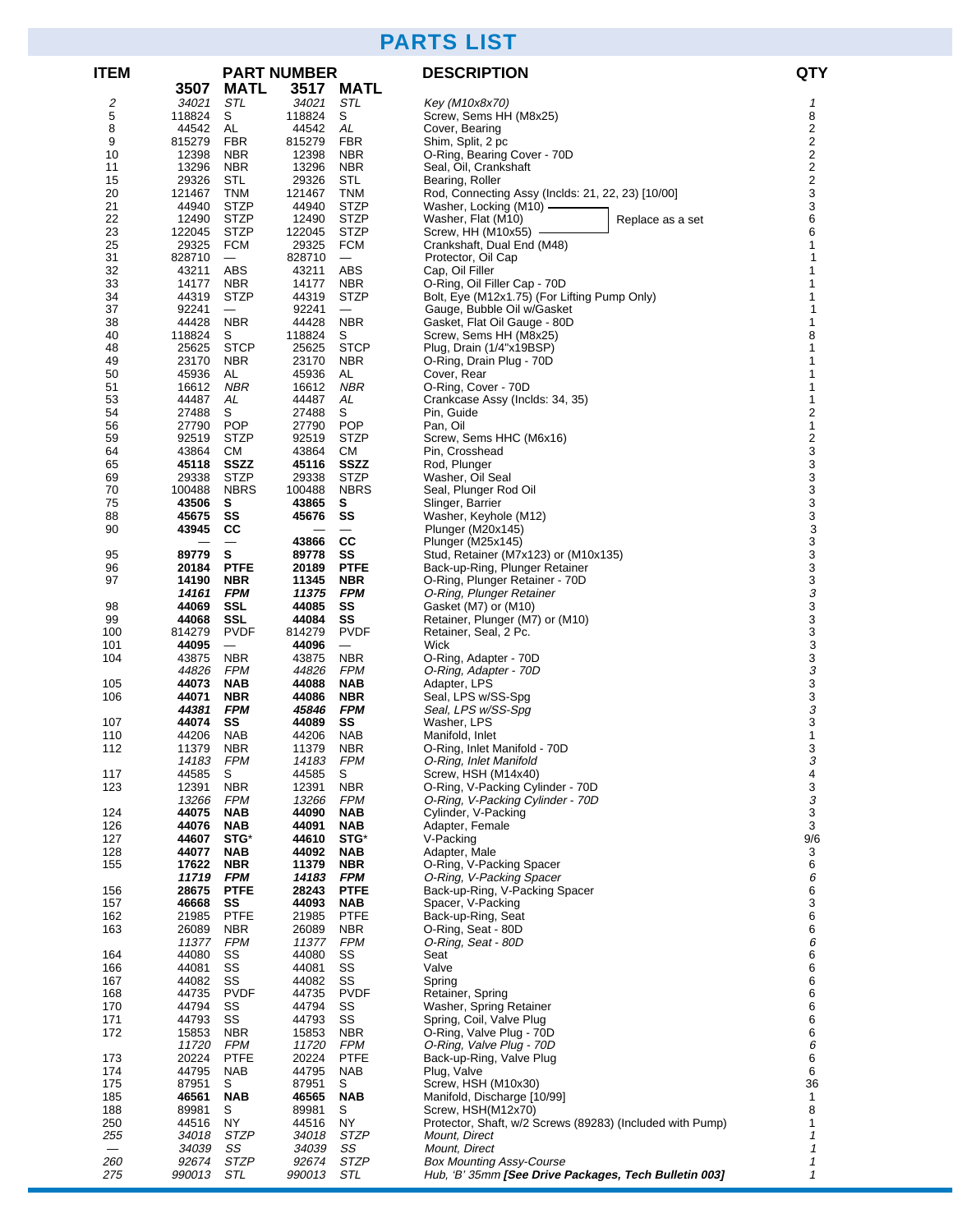# PARTS LIST

| ITEM | PART NUMBER | | | | DESCRIPTION | QTY |
|---|---|---|---|---|---|---|
| | **3507** | **MATL** | **3517** | **MATL** | | |
| *2* | *34021* | *STL* | *34021* | *STL* | *Key (M10x8x70)* | *1* |
| 5 | 118824 | S | 118824 | S | Screw, Sems HH (M8x25) | 8 |
| 8 | 44542 | AL | 44542 | *AL* | Cover, Bearing | 2 |
| 9 | 815279 | FBR | 815279 | FBR | Shim, Split, 2 pc | 2 |
| 10 | 12398 | NBR | 12398 | NBR | O-Ring, Bearing Cover - 70D | 2 |
| 11 | 13296 | NBR | 13296 | NBR | Seal, Oil, Crankshaft | 2 |
| 15 | 29326 | STL | 29326 | STL | Bearing, Roller | 2 |
| 20 | 121467 | TNM | 121467 | TNM | Rod, Connecting Assy (Inclds: 21, 22, 23) [10/00] | 3 |
| 21 | 44940 | STZP | 44940 | STZP | Washer, Locking (M10) — Replace as a set | 3 |
| 22 | 12490 | STZP | 12490 | STZP | Washer, Flat (M10) — Replace as a set | 6 |
| 23 | 122045 | STZP | 122045 | STZP | Screw, HH (M10x55) — Replace as a set | 6 |
| 25 | 29325 | FCM | 29325 | FCM | Crankshaft, Dual End (M48) | 1 |
| 31 | 828710 | — | 828710 | — | Protector, Oil Cap | 1 |
| 32 | 43211 | ABS | 43211 | ABS | Cap, Oil Filler | 1 |
| 33 | 14177 | NBR | 14177 | NBR | O-Ring, Oil Filler Cap - 70D | 1 |
| 34 | 44319 | STZP | 44319 | STZP | Bolt, Eye (M12x1.75) (For Lifting Pump Only) | 1 |
| 37 | 92241 | — | 92241 | — | Gauge, Bubble Oil w/Gasket | 1 |
| 38 | 44428 | NBR | 44428 | NBR | Gasket, Flat Oil Gauge - 80D | 1 |
| 40 | 118824 | S | 118824 | S | Screw, Sems HH (M8x25) | 8 |
| 48 | 25625 | STCP | 25625 | STCP | Plug, Drain (1/4"x19BSP) | 1 |
| 49 | 23170 | NBR | 23170 | NBR | O-Ring, Drain Plug - 70D | 1 |
| 50 | 45936 | AL | 45936 | AL | Cover, Rear | 1 |
| 51 | 16612 | *NBR* | 16612 | *NBR* | O-Ring, Cover - 70D | 1 |
| 53 | 44487 | *AL* | 44487 | *AL* | Crankcase Assy (Inclds: 34, 35) | 1 |
| 54 | 27488 | S | 27488 | S | Pin, Guide | 2 |
| 56 | 27790 | POP | 27790 | POP | Pan, Oil | 1 |
| 59 | 92519 | STZP | 92519 | STZP | Screw, Sems HHC (M6x16) | 2 |
| 64 | 43864 | CM | 43864 | CM | Pin, Crosshead | 3 |
| 65 | **45118** | **SSZZ** | **45116** | **SSZZ** | Rod, Plunger | 3 |
| 69 | 29338 | STZP | 29338 | STZP | Washer, Oil Seal | 3 |
| 70 | 100488 | NBRS | 100488 | NBRS | Seal, Plunger Rod Oil | 3 |
| 75 | **43506** | **S** | **43865** | **S** | Slinger, Barrier | 3 |
| 88 | **45675** | **SS** | **45676** | **SS** | Washer, Keyhole (M12) | 3 |
| 90 | **43945** | **CC** | — | — | Plunger (M20x145) | 3 |
| | — | — | **43866** | **CC** | Plunger (M25x145) | 3 |
| 95 | **89779** | **S** | **89778** | **SS** | Stud, Retainer (M7x123) or (M10x135) | 3 |
| 96 | **20184** | **PTFE** | **20189** | **PTFE** | Back-up-Ring, Plunger Retainer | 3 |
| 97 | **14190** | **NBR** | **11345** | **NBR** | O-Ring, Plunger Retainer - 70D | 3 |
| | ***14161*** | ***FPM*** | ***11375*** | ***FPM*** | *O-Ring, Plunger Retainer* | *3* |
| 98 | **44069** | **SSL** | **44085** | **SS** | Gasket (M7) or (M10) | 3 |
| 99 | **44068** | **SSL** | **44084** | **SS** | Retainer, Plunger (M7) or (M10) | 3 |
| 100 | 814279 | PVDF | 814279 | PVDF | Retainer, Seal, 2 Pc. | 3 |
| 101 | **44095** | — | **44096** | — | Wick | 3 |
| 104 | 43875 | NBR | 43875 | NBR | O-Ring, Adapter - 70D | 3 |
| | *44826* | *FPM* | *44826* | *FPM* | *O-Ring, Adapter - 70D* | *3* |
| 105 | **44073** | **NAB** | **44088** | **NAB** | Adapter, LPS | 3 |
| 106 | **44071** | **NBR** | **44086** | **NBR** | Seal, LPS w/SS-Spg | 3 |
| | ***44381*** | ***FPM*** | ***45846*** | ***FPM*** | *Seal, LPS w/SS-Spg* | *3* |
| 107 | **44074** | **SS** | **44089** | **SS** | Washer, LPS | 3 |
| 110 | 44206 | NAB | 44206 | NAB | Manifold, Inlet | 1 |
| 112 | 11379 | NBR | 11379 | NBR | O-Ring, Inlet Manifold - 70D | 3 |
| | *14183* | *FPM* | *14183* | *FPM* | *O-Ring, Inlet Manifold* | *3* |
| 117 | 44585 | S | 44585 | S | Screw, HSH (M14x40) | 4 |
| 123 | 12391 | NBR | 12391 | NBR | O-Ring, V-Packing Cylinder - 70D | 3 |
| | *13266* | *FPM* | *13266* | *FPM* | *O-Ring, V-Packing Cylinder - 70D* | *3* |
| 124 | **44075** | **NAB** | **44090** | **NAB** | Cylinder, V-Packing | 3 |
| 126 | **44076** | **NAB** | **44091** | **NAB** | Adapter, Female | 3 |
| 127 | **44607** | **STG*** | **44610** | **STG*** | V-Packing | 9/6 |
| 128 | **44077** | **NAB** | **44092** | **NAB** | Adapter, Male | 3 |
| 155 | **17622** | **NBR** | **11379** | **NBR** | O-Ring, V-Packing Spacer | 6 |
| | ***11719*** | ***FPM*** | ***14183*** | ***FPM*** | *O-Ring, V-Packing Spacer* | *6* |
| 156 | **28675** | **PTFE** | **28243** | **PTFE** | Back-up-Ring, V-Packing Spacer | 6 |
| 157 | **46668** | **SS** | **44093** | **NAB** | Spacer, V-Packing | 3 |
| 162 | 21985 | PTFE | 21985 | PTFE | Back-up-Ring, Seat | 6 |
| 163 | 26089 | NBR | 26089 | NBR | O-Ring, Seat - 80D | 6 |
| | *11377* | *FPM* | *11377* | *FPM* | *O-Ring, Seat - 80D* | *6* |
| 164 | 44080 | SS | 44080 | SS | Seat | 6 |
| 166 | 44081 | SS | 44081 | SS | Valve | 6 |
| 167 | 44082 | SS | 44082 | SS | Spring | 6 |
| 168 | 44735 | PVDF | 44735 | PVDF | Retainer, Spring | 6 |
| 170 | 44794 | SS | 44794 | SS | Washer, Spring Retainer | 6 |
| 171 | 44793 | SS | 44793 | SS | Spring, Coil, Valve Plug | 6 |
| 172 | 15853 | NBR | 15853 | NBR | O-Ring, Valve Plug - 70D | 6 |
| | *11720* | *FPM* | *11720* | *FPM* | *O-Ring, Valve Plug - 70D* | *6* |
| 173 | 20224 | PTFE | 20224 | PTFE | Back-up-Ring, Valve Plug | 6 |
| 174 | 44795 | NAB | 44795 | NAB | Plug, Valve | 6 |
| 175 | 87951 | S | 87951 | S | Screw, HSH (M10x30) | 36 |
| 185 | **46561** | **NAB** | **46565** | **NAB** | Manifold, Discharge [10/99] | 1 |
| 188 | 89981 | S | 89981 | S | Screw, HSH(M12x70) | 8 |
| 250 | 44516 | NY | 44516 | NY | Protector, Shaft, w/2 Screws (89283) (Included with Pump) | 1 |
| *255* | *34018* | *STZP* | *34018* | *STZP* | *Mount, Direct* | *1* |
| — | *34039* | *SS* | *34039* | *SS* | *Mount, Direct* | *1* |
| *260* | *92674* | *STZP* | *92674* | *STZP* | *Box Mounting Assy-Course* | *1* |
| *275* | *990013* | *STL* | *990013* | *STL* | *Hub, 'B' 35mm* ***[See Drive Packages, Tech Bulletin 003]*** | *1* |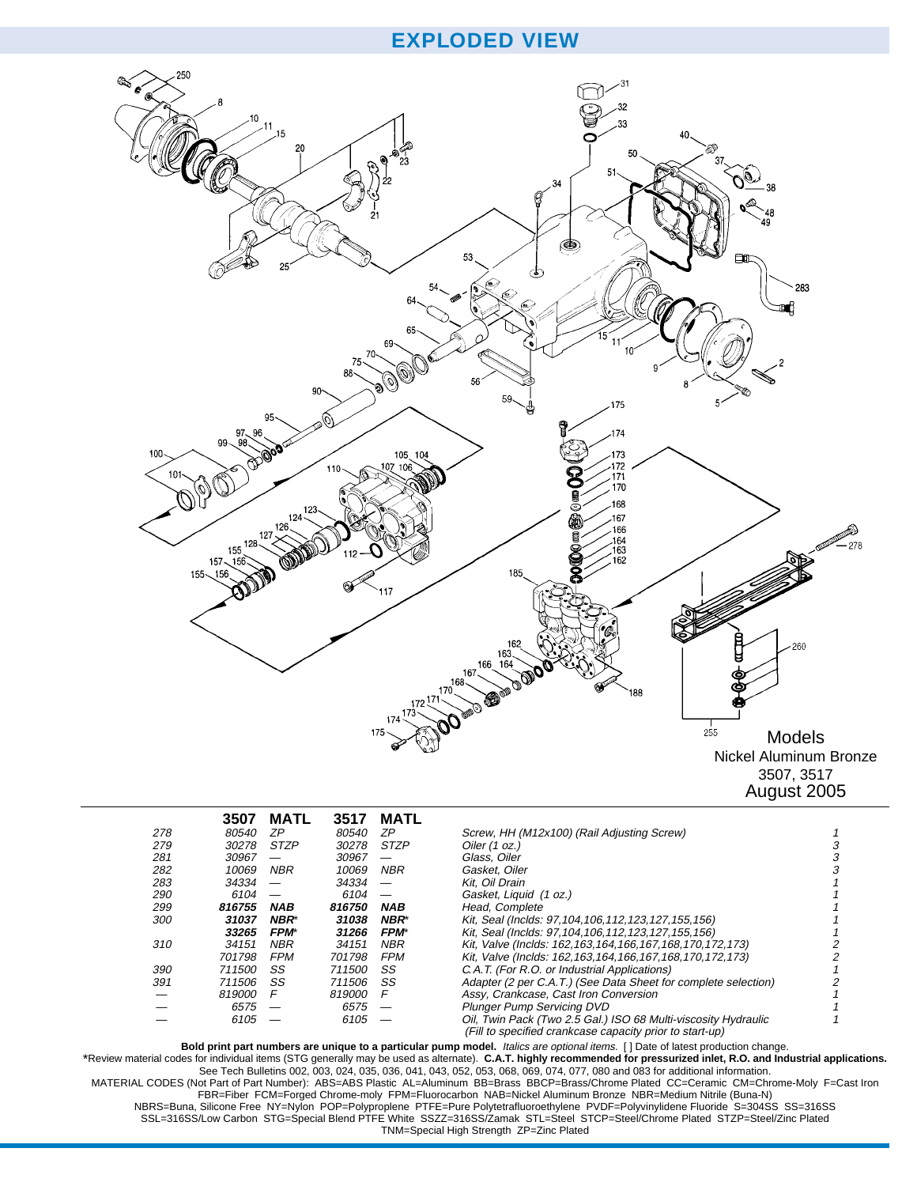# EXPLODED VIEW

Models
Nickel Aluminum Bronze
3507, 3517
August 2005

| | 3507 | MATL | 3517 | MATL | | |
|---|---|---|---|---|---|---|
| *278* | *80540* | *ZP* | *80540* | *ZP* | *Screw, HH (M12x100) (Rail Adjusting Screw)* | *1* |
| *279* | *30278* | *STZP* | *30278* | *STZP* | *Oiler (1 oz.)* | *3* |
| *281* | *30967* | *—* | *30967* | *—* | *Glass, Oiler* | *3* |
| *282* | *10069* | *NBR* | *10069* | *NBR* | *Gasket, Oiler* | *3* |
| *283* | *34334* | *—* | *34334* | *—* | *Kit, Oil Drain* | *1* |
| *290* | *6104* | *—* | *6104* | *—* | *Gasket, Liquid (1 oz.)* | *1* |
| *299* | ***816755*** | ***NAB*** | ***816750*** | ***NAB*** | *Head, Complete* | *1* |
| *300* | ***31037*** | ***NBR**** | ***31038*** | ***NBR**** | *Kit, Seal (Inclds: 97,104,106,112,123,127,155,156)* | *1* |
| | ***33265*** | ***FPM**** | ***31266*** | ***FPM**** | *Kit, Seal (Inclds: 97,104,106,112,123,127,155,156)* | *1* |
| *310* | *34151* | *NBR* | *34151* | *NBR* | *Kit, Valve (Inclds: 162,163,164,166,167,168,170,172,173)* | *2* |
| | *701798* | *FPM* | *701798* | *FPM* | *Kit, Valve (Inclds: 162,163,164,166,167,168,170,172,173)* | *2* |
| *390* | *711500* | *SS* | *711500* | *SS* | *C.A.T. (For R.O. or Industrial Applications)* | *1* |
| *391* | *711506* | *SS* | *711506* | *SS* | *Adapter (2 per C.A.T.) (See Data Sheet for complete selection)* | *2* |
| *—* | *819000* | *F* | *819000* | *F* | *Assy, Crankcase, Cast Iron Conversion* | *1* |
| *—* | *6575* | *—* | *6575* | *—* | *Plunger Pump Servicing DVD* | *1* |
| *—* | *6105* | *—* | *6105* | *—* | *Oil, Twin Pack (Two 2.5 Gal.) ISO 68 Multi-viscosity Hydraulic (Fill to specified crankcase capacity prior to start-up)* | *1* |

**Bold print part numbers are unique to a particular pump model.** *Italics are optional items.* [ ] Date of latest production change.

*Review material codes for individual items (STG generally may be used as alternate). **C.A.T. highly recommended for pressurized inlet, R.O. and Industrial applications.**

See Tech Bulletins 002, 003, 024, 035, 036, 041, 043, 052, 053, 068, 069, 074, 077, 080 and 083 for additional information.

MATERIAL CODES (Not Part of Part Number): ABS=ABS Plastic AL=Aluminum BB=Brass BBCP=Brass/Chrome Plated CC=Ceramic CM=Chrome-Moly F=Cast Iron FBR=Fiber FCM=Forged Chrome-moly FPM=Fluorocarbon NAB=Nickel Aluminum Bronze NBR=Medium Nitrile (Buna-N) NBRS=Buna, Silicone Free NY=Nylon POP=Polypropylene PTFE=Pure Polytetrafluoroethylene PVDF=Polyvinylidene Fluoride S=304SS SS=316SS SSL=316SS/Low Carbon STG=Special Blend PTFE White SSZZ=316SS/Zamak STL=Steel STCP=Steel/Chrome Plated STZP=Steel/Zinc Plated TNM=Special High Strength ZP=Zinc Plated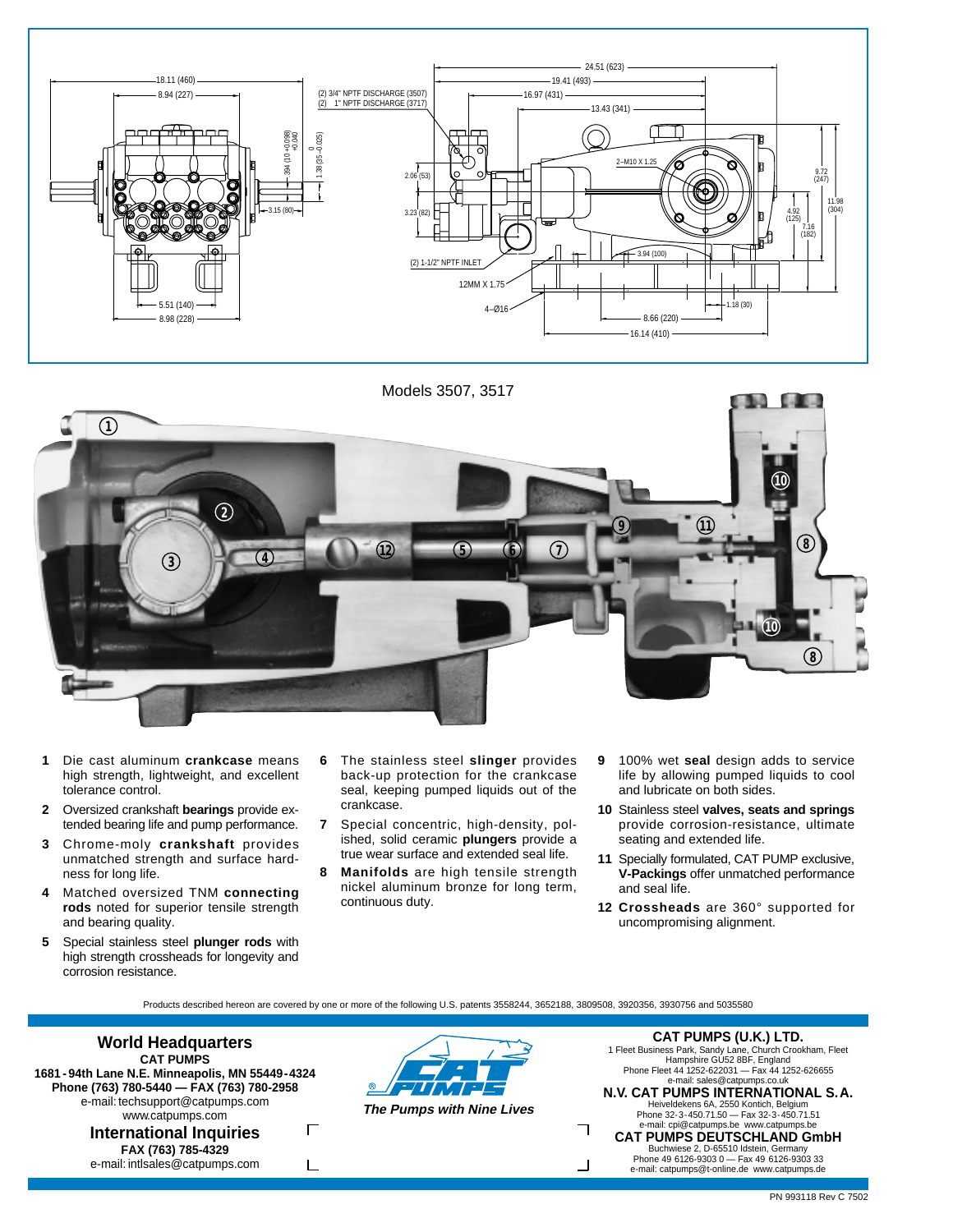18.11 (460)
8.94 (227)
.394 (10 +0.098 / -0.040)
1.38 (35 -0.025)
3.15 (80)
5.51 (140)
8.98 (228)

24.51 (623)
19.41 (493)
16.97 (431)
13.43 (341)
(2) 3/4" NPTF DISCHARGE (3507)
(2) 1" NPTF DISCHARGE (3717)
2.06 (53)
3.23 (82)
2–M10 X 1.25
9.72 (247)
11.98 (304)
4.92 (125)
7.16 (182)
(2) 1-1/2" NPTF INLET
3.94 (100)
12MM X 1.75
4–Ø16
1.18 (30)
8.66 (220)
16.14 (410)

Models 3507, 3517

1 Die cast aluminum **crankcase** means high strength, lightweight, and excellent tolerance control.

2 Oversized crankshaft **bearings** provide extended bearing life and pump performance.

3 Chrome-moly **crankshaft** provides unmatched strength and surface hardness for long life.

4 Matched oversized TNM **connecting rods** noted for superior tensile strength and bearing quality.

5 Special stainless steel **plunger rods** with high strength crossheads for longevity and corrosion resistance.

6 The stainless steel **slinger** provides back-up protection for the crankcase seal, keeping pumped liquids out of the crankcase.

7 Special concentric, high-density, polished, solid ceramic **plungers** provide a true wear surface and extended seal life.

8 **Manifolds** are high tensile strength nickel aluminum bronze for long term, continuous duty.

9 100% wet **seal** design adds to service life by allowing pumped liquids to cool and lubricate on both sides.

10 Stainless steel **valves, seats and springs** provide corrosion-resistance, ultimate seating and extended life.

11 Specially formulated, CAT PUMP exclusive, **V-Packings** offer unmatched performance and seal life.

12 **Crossheads** are 360° supported for uncompromising alignment.

Products described hereon are covered by one or more of the following U.S. patents 3558244, 3652188, 3809508, 3920356, 3930756 and 5035580

## World Headquarters

**CAT PUMPS**
**1681 - 94th Lane N.E. Minneapolis, MN 55449-4324**
**Phone (763) 780-5440 — FAX (763) 780-2958**
e-mail: techsupport@catpumps.com
www.catpumps.com

## International Inquiries

**FAX (763) 785-4329**
e-mail: intlsales@catpumps.com

CAT PUMPS
*The Pumps with Nine Lives*

**CAT PUMPS (U.K.) LTD.**
1 Fleet Business Park, Sandy Lane, Church Crookham, Fleet Hampshire GU52 8BF, England
Phone Fleet 44 1252-622031 — Fax 44 1252-626655
e-mail: sales@catpumps.co.uk

**N.V. CAT PUMPS INTERNATIONAL S.A.**
Heiveldekens 6A, 2550 Kontich, Belgium
Phone 32-3-450.71.50 — Fax 32-3-450.71.51
e-mail: cpi@catpumps.be www.catpumps.be

**CAT PUMPS DEUTSCHLAND GmbH**
Buchwiese 2, D-65510 Idstein, Germany
Phone 49 6126-9303 0 — Fax 49 6126-9303 33
e-mail: catpumps@t-online.de www.catpumps.de

PN 993118 Rev C 7502